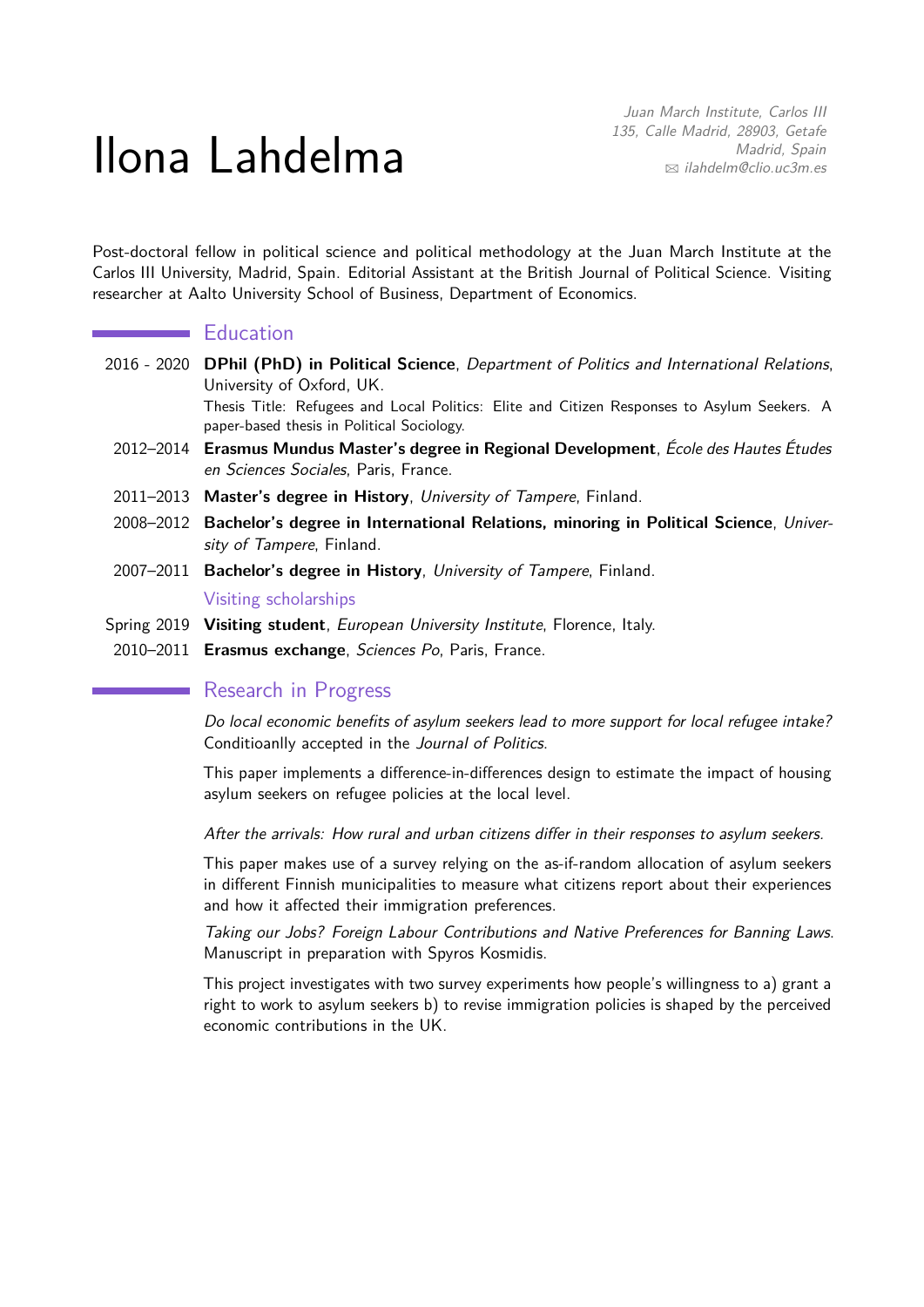# Ilona Lahdelma

*Juan March Institute, Carlos III*
*135, Calle Madrid, 28903, Getafe*
*Madrid, Spain*
✉ *ilahdelm@clio.uc3m.es*

Post-doctoral fellow in political science and political methodology at the Juan March Institute at the Carlos III University, Madrid, Spain. Editorial Assistant at the British Journal of Political Science. Visiting researcher at Aalto University School of Business, Department of Economics.

## Education

2016 - 2020 **DPhil (PhD) in Political Science**, *Department of Politics and International Relations*, University of Oxford, UK.
Thesis Title: Refugees and Local Politics: Elite and Citizen Responses to Asylum Seekers. A paper-based thesis in Political Sociology.

2012–2014 **Erasmus Mundus Master's degree in Regional Development**, *École des Hautes Études en Sciences Sociales*, Paris, France.

2011–2013 **Master's degree in History**, *University of Tampere*, Finland.

2008–2012 **Bachelor's degree in International Relations, minoring in Political Science**, *University of Tampere*, Finland.

2007–2011 **Bachelor's degree in History**, *University of Tampere*, Finland.

### Visiting scholarships

Spring 2019 **Visiting student**, *European University Institute*, Florence, Italy.

2010–2011 **Erasmus exchange**, *Sciences Po*, Paris, France.

## Research in Progress

*Do local economic benefits of asylum seekers lead to more support for local refugee intake?* Conditioanlly accepted in the *Journal of Politics*.

This paper implements a difference-in-differences design to estimate the impact of housing asylum seekers on refugee policies at the local level.

*After the arrivals: How rural and urban citizens differ in their responses to asylum seekers.*

This paper makes use of a survey relying on the as-if-random allocation of asylum seekers in different Finnish municipalities to measure what citizens report about their experiences and how it affected their immigration preferences.

*Taking our Jobs? Foreign Labour Contributions and Native Preferences for Banning Laws.* Manuscript in preparation with Spyros Kosmidis.

This project investigates with two survey experiments how people's willingness to a) grant a right to work to asylum seekers b) to revise immigration policies is shaped by the perceived economic contributions in the UK.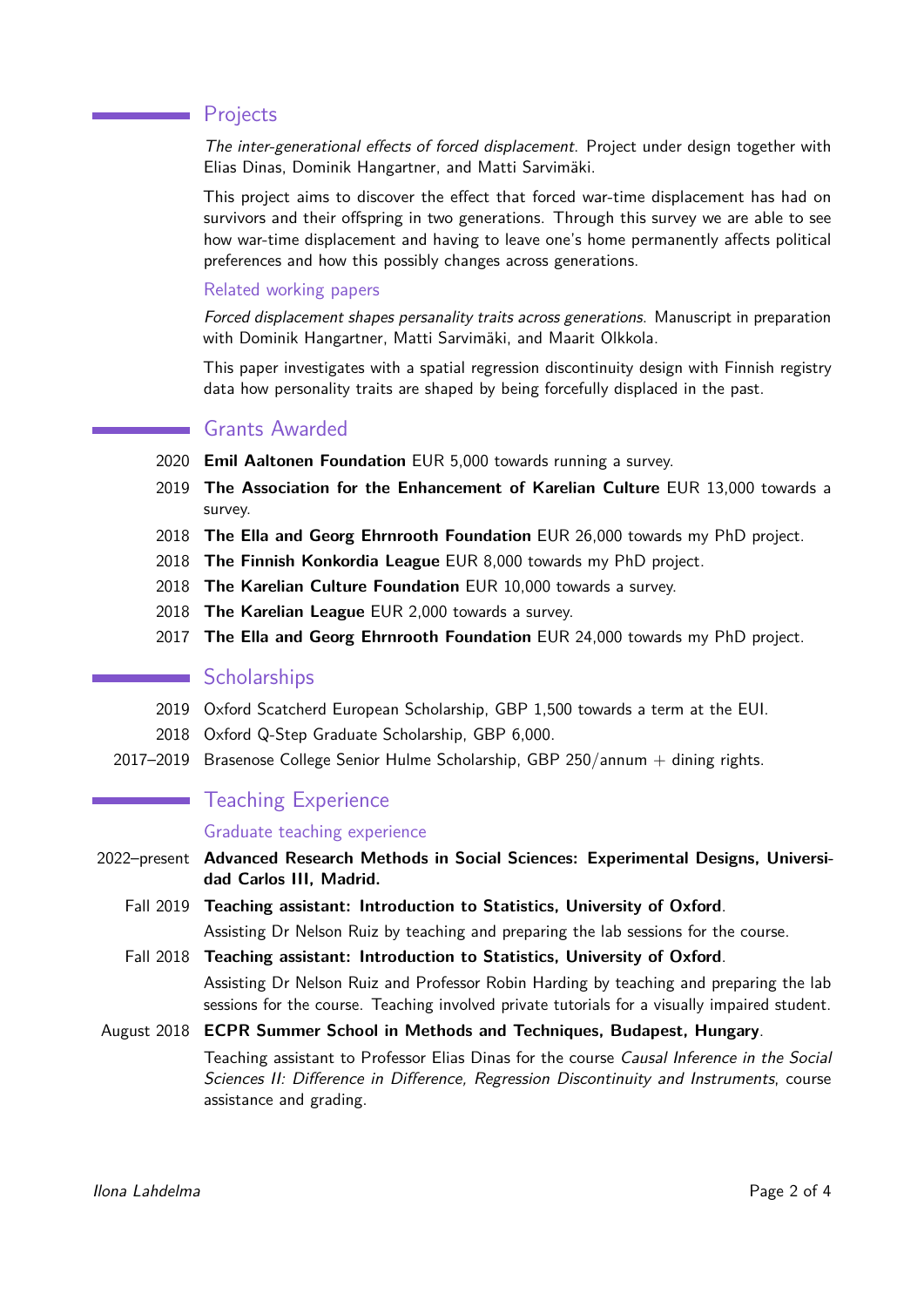## Projects

*The inter-generational effects of forced displacement.* Project under design together with Elias Dinas, Dominik Hangartner, and Matti Sarvimäki.

This project aims to discover the effect that forced war-time displacement has had on survivors and their offspring in two generations. Through this survey we are able to see how war-time displacement and having to leave one's home permanently affects political preferences and how this possibly changes across generations.

### Related working papers

*Forced displacement shapes persanality traits across generations.* Manuscript in preparation with Dominik Hangartner, Matti Sarvimäki, and Maarit Olkkola.

This paper investigates with a spatial regression discontinuity design with Finnish registry data how personality traits are shaped by being forcefully displaced in the past.

## Grants Awarded

- 2020 **Emil Aaltonen Foundation** EUR 5,000 towards running a survey.
- 2019 **The Association for the Enhancement of Karelian Culture** EUR 13,000 towards a survey.
- 2018 **The Ella and Georg Ehrnrooth Foundation** EUR 26,000 towards my PhD project.
- 2018 **The Finnish Konkordia League** EUR 8,000 towards my PhD project.
- 2018 **The Karelian Culture Foundation** EUR 10,000 towards a survey.
- 2018 **The Karelian League** EUR 2,000 towards a survey.
- 2017 **The Ella and Georg Ehrnrooth Foundation** EUR 24,000 towards my PhD project.

## Scholarships

- 2019 Oxford Scatcherd European Scholarship, GBP 1,500 towards a term at the EUI.
- 2018 Oxford Q-Step Graduate Scholarship, GBP 6,000.
- 2017–2019 Brasenose College Senior Hulme Scholarship, GBP 250/annum + dining rights.

## Teaching Experience

### Graduate teaching experience

2022–present **Advanced Research Methods in Social Sciences: Experimental Designs, Universidad Carlos III, Madrid.**

Fall 2019 **Teaching assistant: Introduction to Statistics, University of Oxford**.
Assisting Dr Nelson Ruiz by teaching and preparing the lab sessions for the course.

Fall 2018 **Teaching assistant: Introduction to Statistics, University of Oxford**.
Assisting Dr Nelson Ruiz and Professor Robin Harding by teaching and preparing the lab sessions for the course. Teaching involved private tutorials for a visually impaired student.

August 2018 **ECPR Summer School in Methods and Techniques, Budapest, Hungary**.
Teaching assistant to Professor Elias Dinas for the course *Causal Inference in the Social Sciences II: Difference in Difference, Regression Discontinuity and Instruments*, course assistance and grading.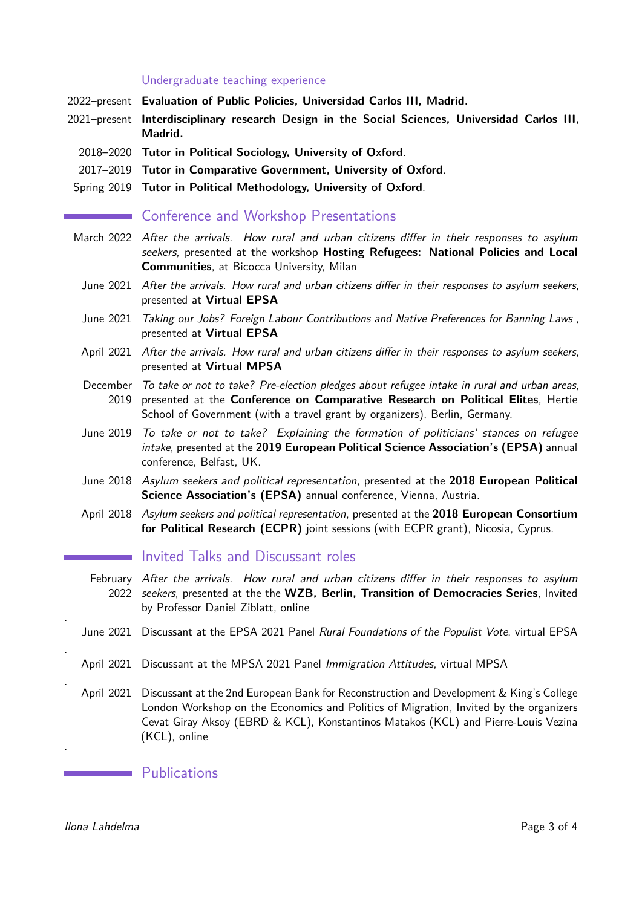### Undergraduate teaching experience

- 2022–present **Evaluation of Public Policies, Universidad Carlos III, Madrid.**
- 2021–present **Interdisciplinary research Design in the Social Sciences, Universidad Carlos III, Madrid.**
- 2018–2020 **Tutor in Political Sociology, University of Oxford**.
- 2017–2019 **Tutor in Comparative Government, University of Oxford**.
- Spring 2019 **Tutor in Political Methodology, University of Oxford**.

## Conference and Workshop Presentations

- March 2022 *After the arrivals. How rural and urban citizens differ in their responses to asylum seekers*, presented at the workshop **Hosting Refugees: National Policies and Local Communities**, at Bicocca University, Milan
- June 2021 *After the arrivals. How rural and urban citizens differ in their responses to asylum seekers*, presented at **Virtual EPSA**
- June 2021 *Taking our Jobs? Foreign Labour Contributions and Native Preferences for Banning Laws* , presented at **Virtual EPSA**
- April 2021 *After the arrivals. How rural and urban citizens differ in their responses to asylum seekers*, presented at **Virtual MPSA**
- December 2019 *To take or not to take? Pre-election pledges about refugee intake in rural and urban areas*, presented at the **Conference on Comparative Research on Political Elites**, Hertie School of Government (with a travel grant by organizers), Berlin, Germany.
- June 2019 *To take or not to take? Explaining the formation of politicians' stances on refugee intake*, presented at the **2019 European Political Science Association's (EPSA)** annual conference, Belfast, UK.
- June 2018 *Asylum seekers and political representation*, presented at the **2018 European Political Science Association's (EPSA)** annual conference, Vienna, Austria.
- April 2018 *Asylum seekers and political representation*, presented at the **2018 European Consortium for Political Research (ECPR)** joint sessions (with ECPR grant), Nicosia, Cyprus.

## Invited Talks and Discussant roles

- February 2022 *After the arrivals. How rural and urban citizens differ in their responses to asylum seekers*, presented at the the **WZB, Berlin, Transition of Democracies Series**, Invited by Professor Daniel Ziblatt, online
- June 2021 Discussant at the EPSA 2021 Panel *Rural Foundations of the Populist Vote*, virtual EPSA
- April 2021 Discussant at the MPSA 2021 Panel *Immigration Attitudes*, virtual MPSA
- April 2021 Discussant at the 2nd European Bank for Reconstruction and Development & King's College London Workshop on the Economics and Politics of Migration, Invited by the organizers Cevat Giray Aksoy (EBRD & KCL), Konstantinos Matakos (KCL) and Pierre-Louis Vezina (KCL), online

## Publications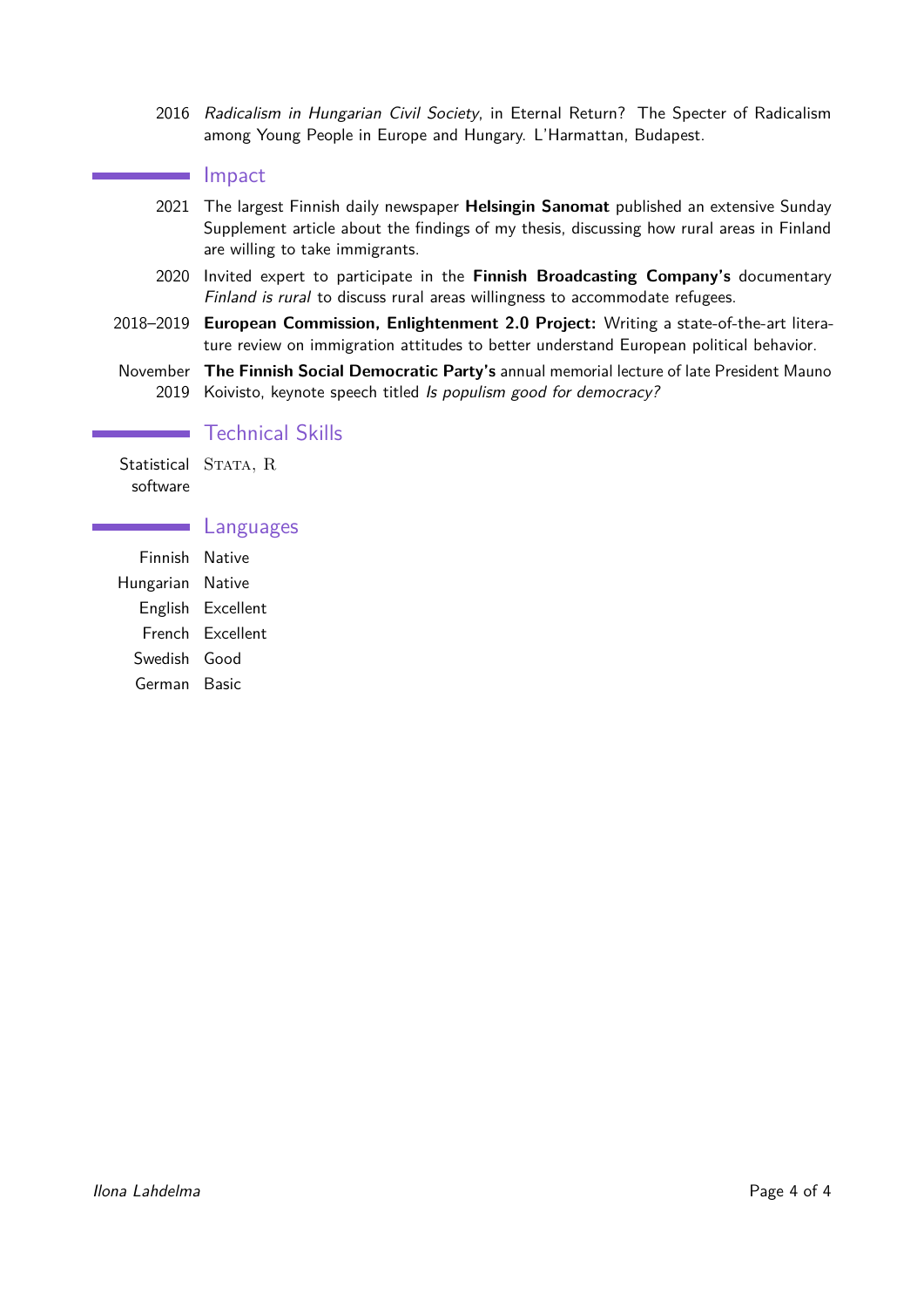2016 *Radicalism in Hungarian Civil Society*, in Eternal Return? The Specter of Radicalism among Young People in Europe and Hungary. L'Harmattan, Budapest.

## Impact

2021 The largest Finnish daily newspaper **Helsingin Sanomat** published an extensive Sunday Supplement article about the findings of my thesis, discussing how rural areas in Finland are willing to take immigrants.

2020 Invited expert to participate in the **Finnish Broadcasting Company's** documentary *Finland is rural* to discuss rural areas willingness to accommodate refugees.

2018–2019 **European Commission, Enlightenment 2.0 Project:** Writing a state-of-the-art literature review on immigration attitudes to better understand European political behavior.

November 2019 **The Finnish Social Democratic Party's** annual memorial lecture of late President Mauno Koivisto, keynote speech titled *Is populism good for democracy?*

## Technical Skills

Statistical software: Stata, R

## Languages

| | |
|---|---|
| Finnish | Native |
| Hungarian | Native |
| English | Excellent |
| French | Excellent |
| Swedish | Good |
| German | Basic |